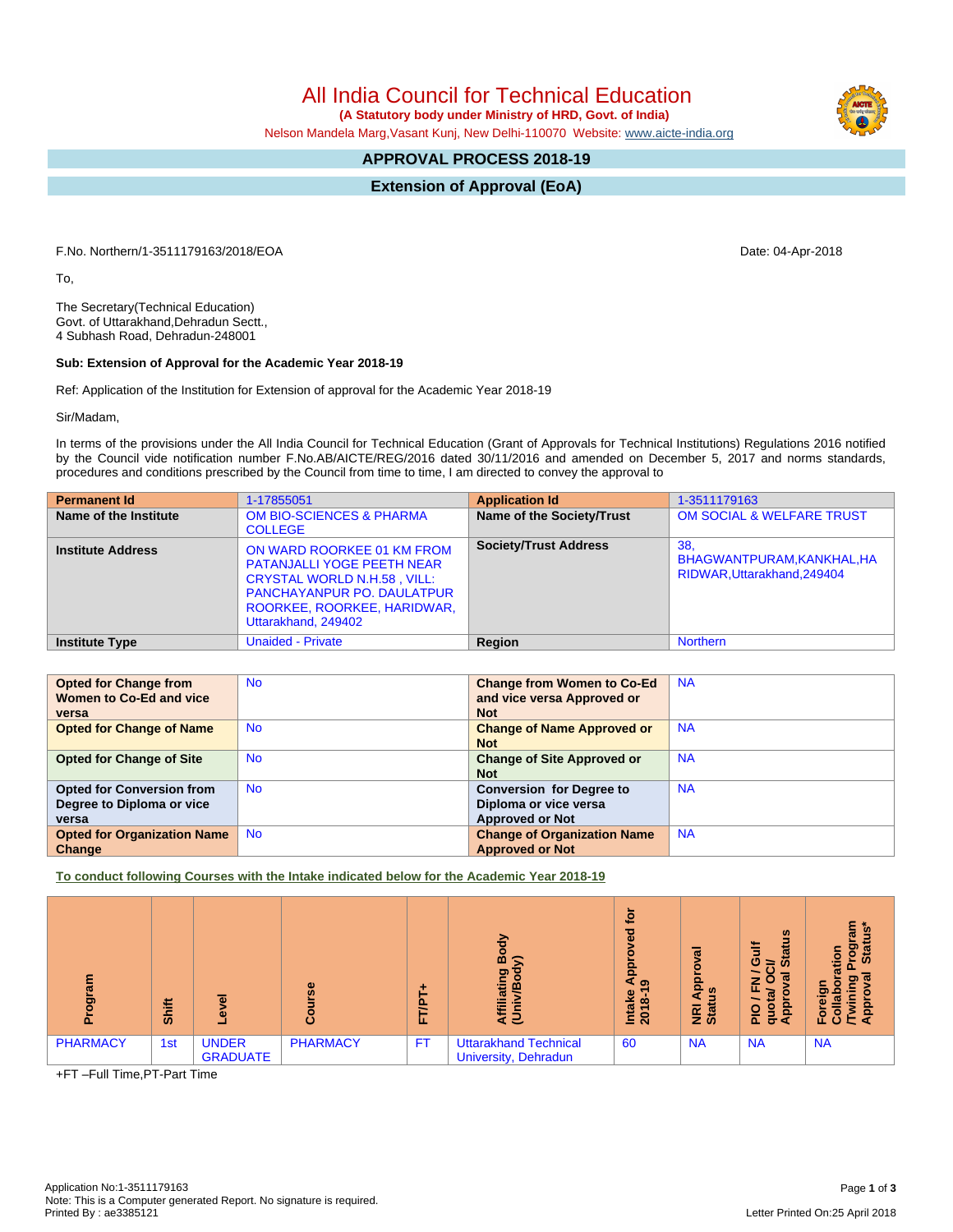# All India Council for Technical Education

**(A Statutory body under Ministry of HRD, Govt. of India)**

Nelson Mandela Marg,Vasant Kunj, New Delhi-110070 Website: www.aicte-india.org

## APPROVAL PROCESS 2018-19

## Extension of Approval (EoA)

F.No. Northern/1-3511179163/2018/EOA

Date: 04-Apr-2018

To,

The Secretary(Technical Education)
Govt. of Uttarakhand,Dehradun Sectt.,
4 Subhash Road, Dehradun-248001

**Sub: Extension of Approval for the Academic Year 2018-19**

Ref: Application of the Institution for Extension of approval for the Academic Year 2018-19

Sir/Madam,

In terms of the provisions under the All India Council for Technical Education (Grant of Approvals for Technical Institutions) Regulations 2016 notified by the Council vide notification number F.No.AB/AICTE/REG/2016 dated 30/11/2016 and amended on December 5, 2017 and norms standards, procedures and conditions prescribed by the Council from time to time, I am directed to convey the approval to

| **Permanent Id** | 1-17855051 | **Application Id** | 1-3511179163 |
|---|---|---|---|
| **Name of the Institute** | OM BIO-SCIENCES & PHARMA COLLEGE | **Name of the Society/Trust** | OM SOCIAL & WELFARE TRUST |
| **Institute Address** | ON WARD ROORKEE 01 KM FROM PATANJALLI YOGE PEETH NEAR CRYSTAL WORLD N.H.58 , VILL: PANCHAYANPUR PO. DAULATPUR ROORKEE, ROORKEE, HARIDWAR, Uttarakhand, 249402 | **Society/Trust Address** | 38, BHAGWANTPURAM,KANKHAL,HARIDWAR,Uttarakhand,249404 |
| **Institute Type** | Unaided - Private | **Region** | Northern |

| **Opted for Change from Women to Co-Ed and vice versa** | No | **Change from Women to Co-Ed and vice versa Approved or Not** | NA |
|---|---|---|---|
| **Opted for Change of Name** | No | **Change of Name Approved or Not** | NA |
| **Opted for Change of Site** | No | **Change of Site Approved or Not** | NA |
| **Opted for Conversion from Degree to Diploma or vice versa** | No | **Conversion for Degree to Diploma or vice versa Approved or Not** | NA |
| **Opted for Organization Name Change** | No | **Change of Organization Name Approved or Not** | NA |

**To conduct following Courses with the Intake indicated below for the Academic Year 2018-19**

| Program | Shift | Level | Course | FT/PT+ | Affiliating Body (Univ/Body) | Intake Approved for 2018-19 | NRI Approval Status | PIO / FN / Gulf quota/ OCI/ Approval Status | Foreign Collaboration /Twining Program Approval Status* |
|---|---|---|---|---|---|---|---|---|---|
| PHARMACY | 1st | UNDER GRADUATE | PHARMACY | FT | Uttarakhand Technical University, Dehradun | 60 | NA | NA | NA |

+FT –Full Time,PT-Part Time

Application No:1-3511179163
Note: This is a Computer generated Report. No signature is required.
Printed By : ae3385121

Letter Printed On:25 April 2018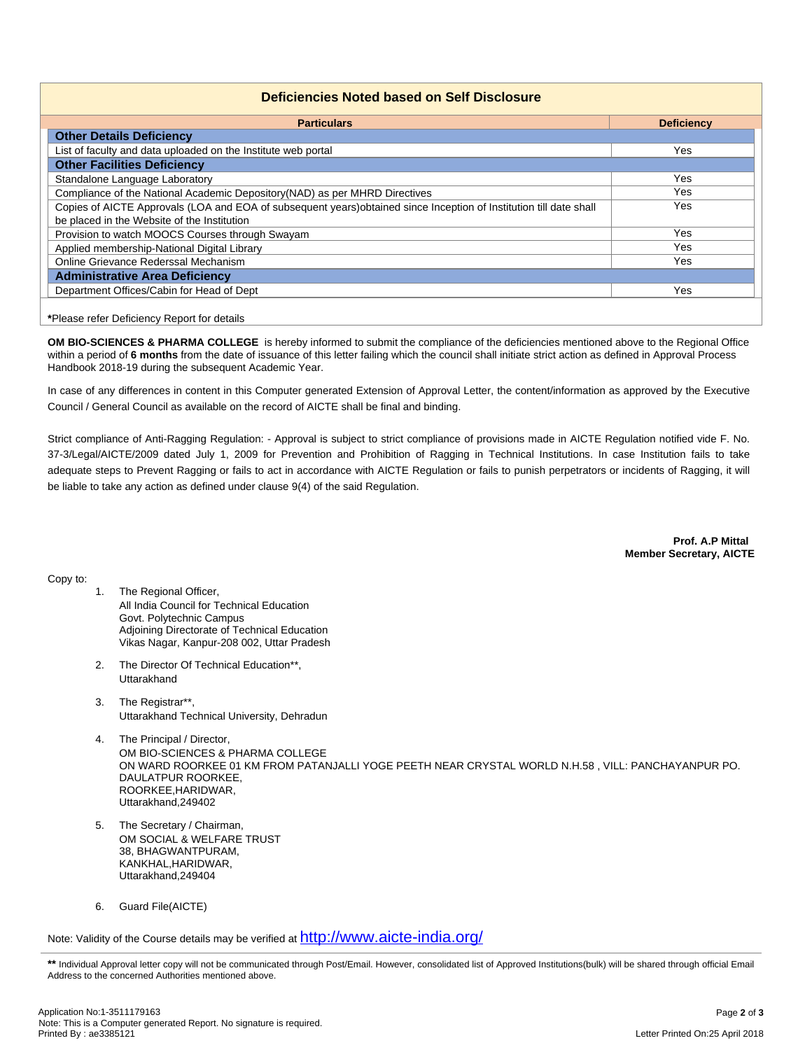## Deficiencies Noted based on Self Disclosure

| Particulars | Deficiency |
|---|---|
| **Other Details Deficiency** | |
| List of faculty and data uploaded on the Institute web portal | Yes |
| **Other Facilities Deficiency** | |
| Standalone Language Laboratory | Yes |
| Compliance of the National Academic Depository(NAD) as per MHRD Directives | Yes |
| Copies of AICTE Approvals (LOA and EOA of subsequent years)obtained since Inception of Institution till date shall be placed in the Website of the Institution | Yes |
| Provision to watch MOOCS Courses through Swayam | Yes |
| Applied membership-National Digital Library | Yes |
| Online Grievance Rederssal Mechanism | Yes |
| **Administrative Area Deficiency** | |
| Department Offices/Cabin for Head of Dept | Yes |

***Please refer Deficiency Report for details**

**OM BIO-SCIENCES & PHARMA COLLEGE** is hereby informed to submit the compliance of the deficiencies mentioned above to the Regional Office within a period of **6 months** from the date of issuance of this letter failing which the council shall initiate strict action as defined in Approval Process Handbook 2018-19 during the subsequent Academic Year.

In case of any differences in content in this Computer generated Extension of Approval Letter, the content/information as approved by the Executive Council / General Council as available on the record of AICTE shall be final and binding.

Strict compliance of Anti-Ragging Regulation: - Approval is subject to strict compliance of provisions made in AICTE Regulation notified vide F. No. 37-3/Legal/AICTE/2009 dated July 1, 2009 for Prevention and Prohibition of Ragging in Technical Institutions. In case Institution fails to take adequate steps to Prevent Ragging or fails to act in accordance with AICTE Regulation or fails to punish perpetrators or incidents of Ragging, it will be liable to take any action as defined under clause 9(4) of the said Regulation.

**Prof. A.P Mittal**
**Member Secretary, AICTE**

Copy to:

1. The Regional Officer,
   All India Council for Technical Education
   Govt. Polytechnic Campus
   Adjoining Directorate of Technical Education
   Vikas Nagar, Kanpur-208 002, Uttar Pradesh

2. The Director Of Technical Education**,
   Uttarakhand

3. The Registrar**,
   Uttarakhand Technical University, Dehradun

4. The Principal / Director,
   OM BIO-SCIENCES & PHARMA COLLEGE
   ON WARD ROORKEE 01 KM FROM PATANJALLI YOGE PEETH NEAR CRYSTAL WORLD N.H.58 , VILL: PANCHAYANPUR PO. DAULATPUR ROORKEE,
   ROORKEE,HARIDWAR,
   Uttarakhand,249402

5. The Secretary / Chairman,
   OM SOCIAL & WELFARE TRUST
   38, BHAGWANTPURAM,
   KANKHAL,HARIDWAR,
   Uttarakhand,249404

6. Guard File(AICTE)

Note: Validity of the Course details may be verified at http://www.aicte-india.org/

** Individual Approval letter copy will not be communicated through Post/Email. However, consolidated list of Approved Institutions(bulk) will be shared through official Email Address to the concerned Authorities mentioned above.

Application No:1-3511179163
Note: This is a Computer generated Report. No signature is required.
Printed By : ae3385121

Letter Printed On:25 April 2018